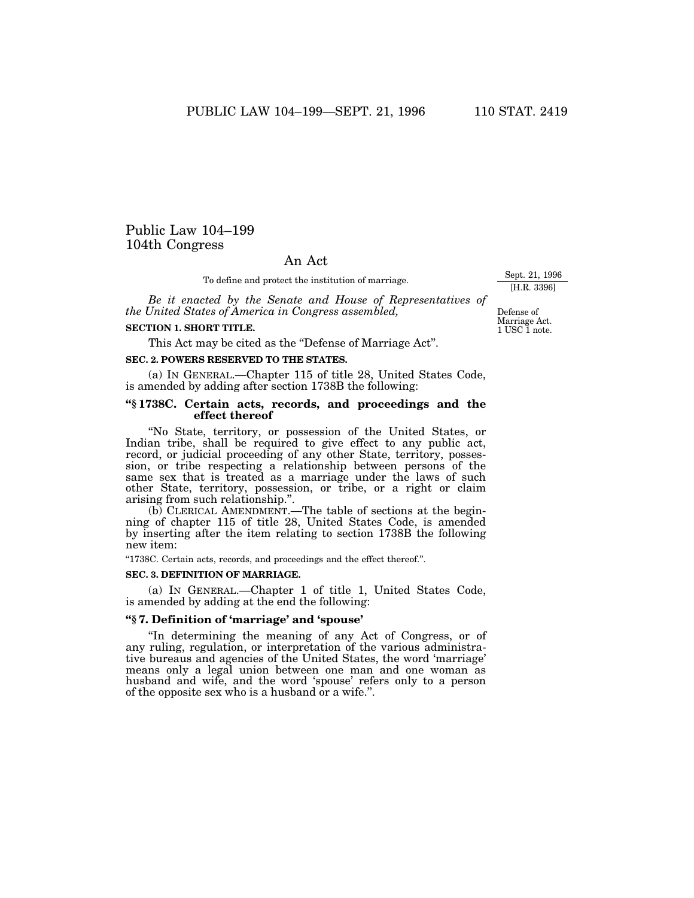# Public Law 104–199
# 104th Congress

## An Act

To define and protect the institution of marriage.

Sept. 21, 1996
[H.R. 3396]

*Be it enacted by the Senate and House of Representatives of the United States of America in Congress assembled,*

Defense of Marriage Act.
1 USC 1 note.

**SECTION 1. SHORT TITLE.**

This Act may be cited as the "Defense of Marriage Act".

**SEC. 2. POWERS RESERVED TO THE STATES.**

(a) IN GENERAL.—Chapter 115 of title 28, United States Code, is amended by adding after section 1738B the following:

**"§ 1738C. Certain acts, records, and proceedings and the effect thereof**

"No State, territory, or possession of the United States, or Indian tribe, shall be required to give effect to any public act, record, or judicial proceeding of any other State, territory, possession, or tribe respecting a relationship between persons of the same sex that is treated as a marriage under the laws of such other State, territory, possession, or tribe, or a right or claim arising from such relationship.".

(b) CLERICAL AMENDMENT.—The table of sections at the beginning of chapter 115 of title 28, United States Code, is amended by inserting after the item relating to section 1738B the following new item:

"1738C. Certain acts, records, and proceedings and the effect thereof.".

**SEC. 3. DEFINITION OF MARRIAGE.**

(a) IN GENERAL.—Chapter 1 of title 1, United States Code, is amended by adding at the end the following:

**"§ 7. Definition of 'marriage' and 'spouse'**

"In determining the meaning of any Act of Congress, or of any ruling, regulation, or interpretation of the various administrative bureaus and agencies of the United States, the word 'marriage' means only a legal union between one man and one woman as husband and wife, and the word 'spouse' refers only to a person of the opposite sex who is a husband or a wife.".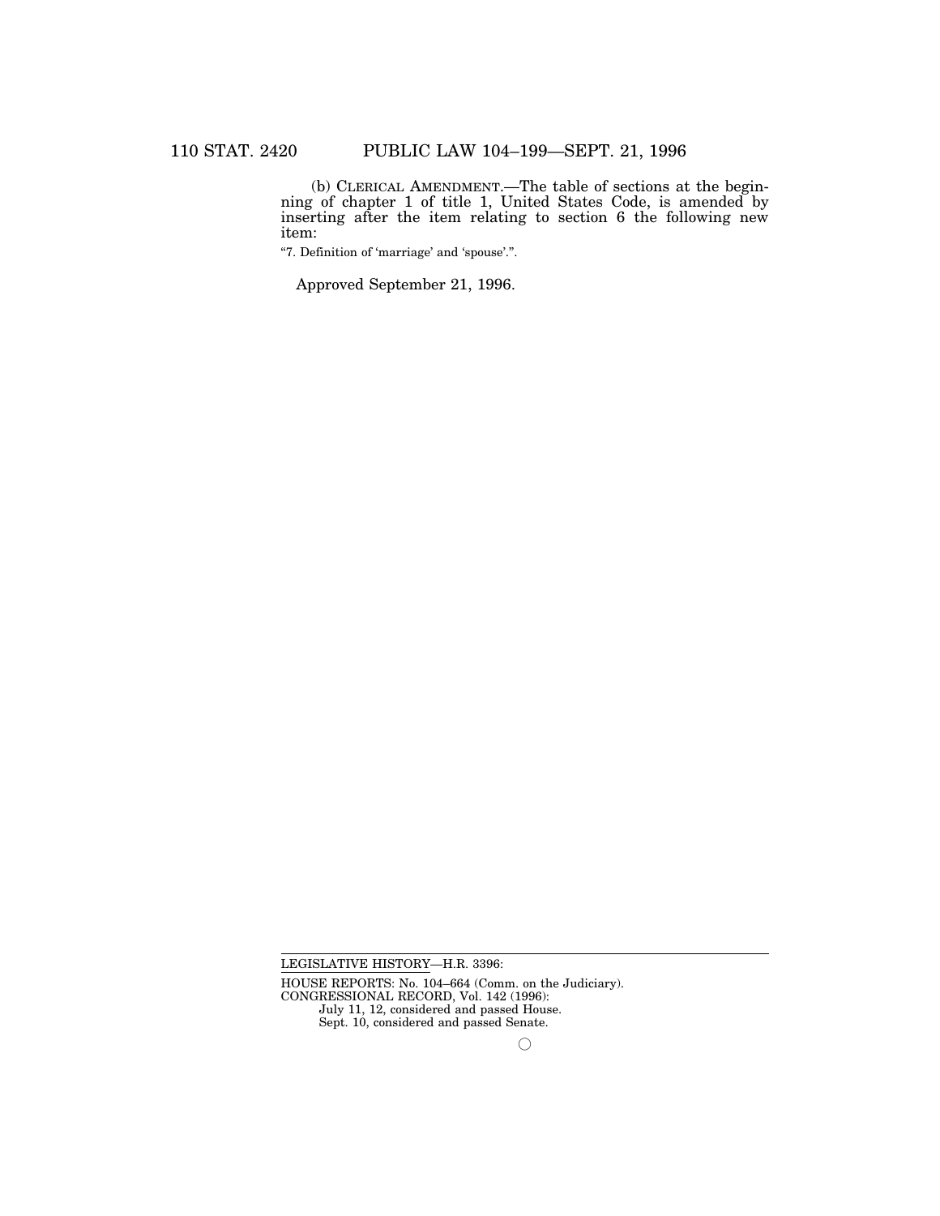(b) CLERICAL AMENDMENT.—The table of sections at the beginning of chapter 1 of title 1, United States Code, is amended by inserting after the item relating to section 6 the following new item:

"7. Definition of 'marriage' and 'spouse'.".

Approved September 21, 1996.

---

LEGISLATIVE HISTORY—H.R. 3396:

HOUSE REPORTS: No. 104–664 (Comm. on the Judiciary).
CONGRESSIONAL RECORD, Vol. 142 (1996):
July 11, 12, considered and passed House.
Sept. 10, considered and passed Senate.